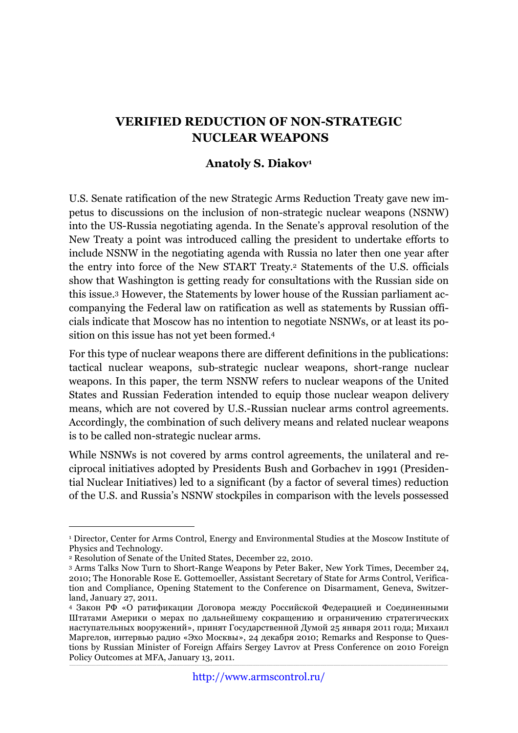# VERIFIED REDUCTION OF NON-STRATEGIC NUCLEAR WEAPONS

**Anatoly S. Diakov[1]**

U.S. Senate ratification of the new Strategic Arms Reduction Treaty gave new impetus to discussions on the inclusion of non-strategic nuclear weapons (NSNW) into the US-Russia negotiating agenda. In the Senate's approval resolution of the New Treaty a point was introduced calling the president to undertake efforts to include NSNW in the negotiating agenda with Russia no later then one year after the entry into force of the New START Treaty.[2] Statements of the U.S. officials show that Washington is getting ready for consultations with the Russian side on this issue.[3] However, the Statements by lower house of the Russian parliament accompanying the Federal law on ratification as well as statements by Russian officials indicate that Moscow has no intention to negotiate NSNWs, or at least its position on this issue has not yet been formed.[4]

For this type of nuclear weapons there are different definitions in the publications: tactical nuclear weapons, sub-strategic nuclear weapons, short-range nuclear weapons. In this paper, the term NSNW refers to nuclear weapons of the United States and Russian Federation intended to equip those nuclear weapon delivery means, which are not covered by U.S.-Russian nuclear arms control agreements. Accordingly, the combination of such delivery means and related nuclear weapons is to be called non-strategic nuclear arms.

While NSNWs is not covered by arms control agreements, the unilateral and reciprocal initiatives adopted by Presidents Bush and Gorbachev in 1991 (Presidential Nuclear Initiatives) led to a significant (by a factor of several times) reduction of the U.S. and Russia's NSNW stockpiles in comparison with the levels possessed

---

[1] Director, Center for Arms Control, Energy and Environmental Studies at the Moscow Institute of Physics and Technology.

[2] Resolution of Senate of the United States, December 22, 2010.

[3] Arms Talks Now Turn to Short-Range Weapons by Peter Baker, New York Times, December 24, 2010; The Honorable Rose E. Gottemoeller, Assistant Secretary of State for Arms Control, Verification and Compliance, Opening Statement to the Conference on Disarmament, Geneva, Switzerland, January 27, 2011.

[4] Закон РФ «О ратификации Договора между Российской Федерацией и Соединенными Штатами Америки о мерах по дальнейшему сокращению и ограничению стратегических наступательных вооружений», принят Государственной Думой 25 января 2011 года; Михаил Маргелов, интервью радио «Эхо Москвы», 24 декабря 2010; Remarks and Response to Questions by Russian Minister of Foreign Affairs Sergey Lavrov at Press Conference on 2010 Foreign Policy Outcomes at MFA, January 13, 2011.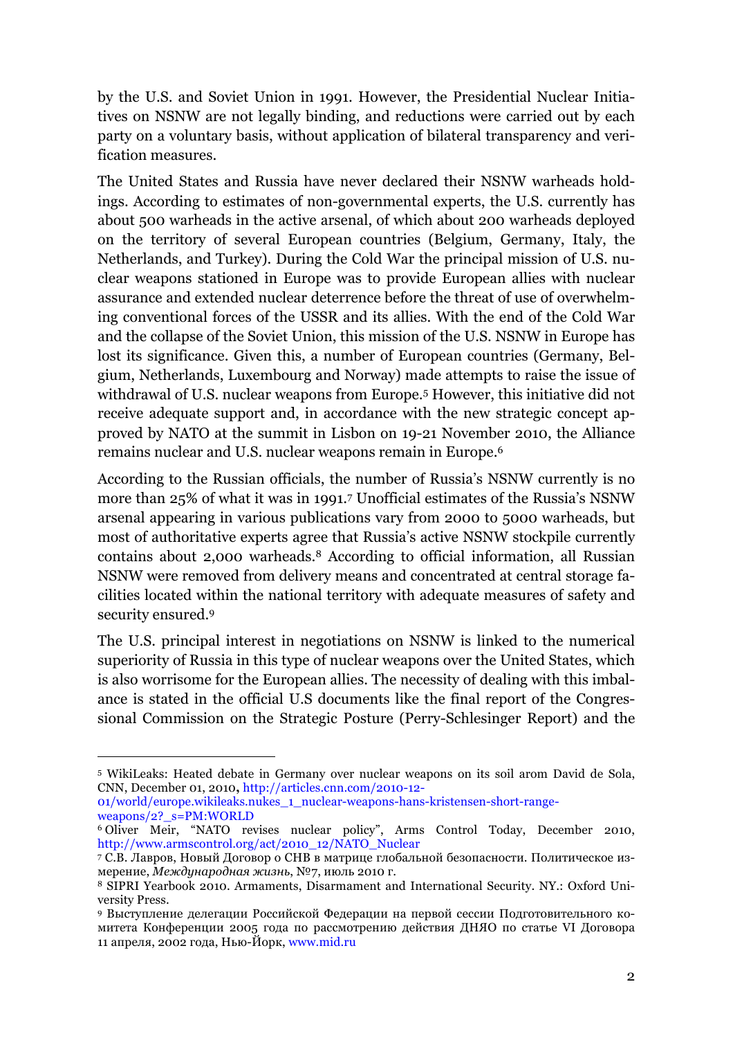by the U.S. and Soviet Union in 1991. However, the Presidential Nuclear Initiatives on NSNW are not legally binding, and reductions were carried out by each party on a voluntary basis, without application of bilateral transparency and verification measures.

The United States and Russia have never declared their NSNW warheads holdings. According to estimates of non-governmental experts, the U.S. currently has about 500 warheads in the active arsenal, of which about 200 warheads deployed on the territory of several European countries (Belgium, Germany, Italy, the Netherlands, and Turkey). During the Cold War the principal mission of U.S. nuclear weapons stationed in Europe was to provide European allies with nuclear assurance and extended nuclear deterrence before the threat of use of overwhelming conventional forces of the USSR and its allies. With the end of the Cold War and the collapse of the Soviet Union, this mission of the U.S. NSNW in Europe has lost its significance. Given this, a number of European countries (Germany, Belgium, Netherlands, Luxembourg and Norway) made attempts to raise the issue of withdrawal of U.S. nuclear weapons from Europe.[5] However, this initiative did not receive adequate support and, in accordance with the new strategic concept approved by NATO at the summit in Lisbon on 19-21 November 2010, the Alliance remains nuclear and U.S. nuclear weapons remain in Europe.[6]

According to the Russian officials, the number of Russia's NSNW currently is no more than 25% of what it was in 1991.[7] Unofficial estimates of the Russia's NSNW arsenal appearing in various publications vary from 2000 to 5000 warheads, but most of authoritative experts agree that Russia's active NSNW stockpile currently contains about 2,000 warheads.[8] According to official information, all Russian NSNW were removed from delivery means and concentrated at central storage facilities located within the national territory with adequate measures of safety and security ensured.[9]

The U.S. principal interest in negotiations on NSNW is linked to the numerical superiority of Russia in this type of nuclear weapons over the United States, which is also worrisome for the European allies. The necessity of dealing with this imbalance is stated in the official U.S documents like the final report of the Congressional Commission on the Strategic Posture (Perry-Schlesinger Report) and the

---

[5] WikiLeaks: Heated debate in Germany over nuclear weapons on its soil arom David de Sola, CNN, December 01, 2010, http://articles.cnn.com/2010-12-01/world/europe.wikileaks.nukes_1_nuclear-weapons-hans-kristensen-short-range-weapons/2?_s=PM:WORLD

[6] Oliver Meir, "NATO revises nuclear policy", Arms Control Today, December 2010, http://www.armscontrol.org/act/2010_12/NATO_Nuclear

[7] С.В. Лавров, Новый Договор о СНВ в матрице глобальной безопасности. Политическое измерение, *Международная жизнь*, №7, июль 2010 г.

[8] SIPRI Yearbook 2010. Armaments, Disarmament and International Security. NY.: Oxford University Press.

[9] Выступление делегации Российской Федерации на первой сессии Подготовительного комитета Конференции 2005 года по рассмотрению действия ДНЯО по статье VI Договора 11 апреля, 2002 года, Нью-Йорк, www.mid.ru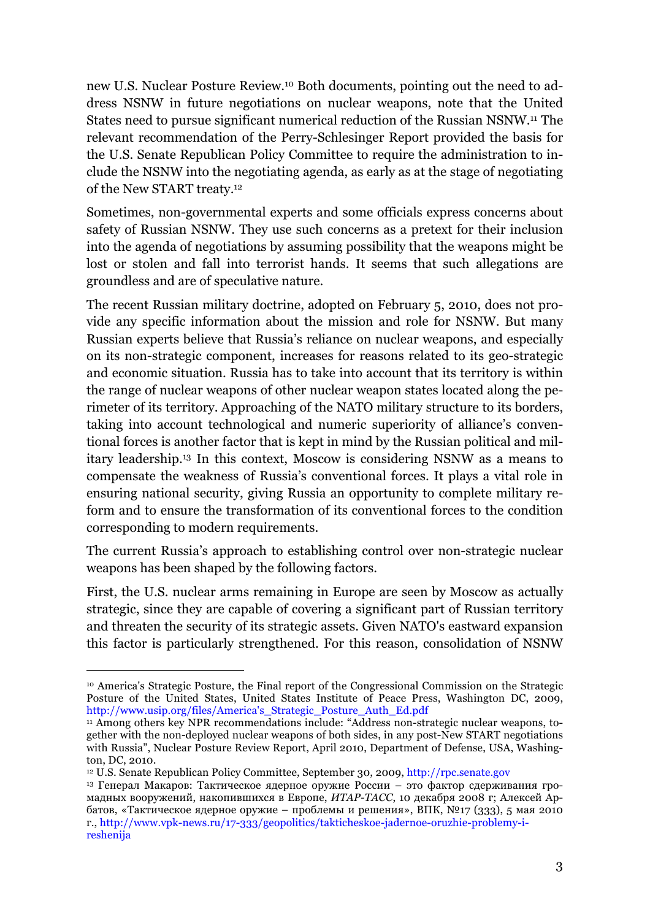new U.S. Nuclear Posture Review.[10] Both documents, pointing out the need to address NSNW in future negotiations on nuclear weapons, note that the United States need to pursue significant numerical reduction of the Russian NSNW.[11] The relevant recommendation of the Perry-Schlesinger Report provided the basis for the U.S. Senate Republican Policy Committee to require the administration to include the NSNW into the negotiating agenda, as early as at the stage of negotiating of the New START treaty.[12]

Sometimes, non-governmental experts and some officials express concerns about safety of Russian NSNW. They use such concerns as a pretext for their inclusion into the agenda of negotiations by assuming possibility that the weapons might be lost or stolen and fall into terrorist hands. It seems that such allegations are groundless and are of speculative nature.

The recent Russian military doctrine, adopted on February 5, 2010, does not provide any specific information about the mission and role for NSNW. But many Russian experts believe that Russia's reliance on nuclear weapons, and especially on its non-strategic component, increases for reasons related to its geo-strategic and economic situation. Russia has to take into account that its territory is within the range of nuclear weapons of other nuclear weapon states located along the perimeter of its territory. Approaching of the NATO military structure to its borders, taking into account technological and numeric superiority of alliance's conventional forces is another factor that is kept in mind by the Russian political and military leadership.[13] In this context, Moscow is considering NSNW as a means to compensate the weakness of Russia's conventional forces. It plays a vital role in ensuring national security, giving Russia an opportunity to complete military reform and to ensure the transformation of its conventional forces to the condition corresponding to modern requirements.

The current Russia's approach to establishing control over non-strategic nuclear weapons has been shaped by the following factors.

First, the U.S. nuclear arms remaining in Europe are seen by Moscow as actually strategic, since they are capable of covering a significant part of Russian territory and threaten the security of its strategic assets. Given NATO's eastward expansion this factor is particularly strengthened. For this reason, consolidation of NSNW

---

[10] America's Strategic Posture, the Final report of the Congressional Commission on the Strategic Posture of the United States, United States Institute of Peace Press, Washington DC, 2009, http://www.usip.org/files/America's_Strategic_Posture_Auth_Ed.pdf

[11] Among others key NPR recommendations include: "Address non-strategic nuclear weapons, together with the non-deployed nuclear weapons of both sides, in any post-New START negotiations with Russia", Nuclear Posture Review Report, April 2010, Department of Defense, USA, Washington, DC, 2010.

[12] U.S. Senate Republican Policy Committee, September 30, 2009, http://rpc.senate.gov

[13] Генерал Макаров: Тактическое ядерное оружие России – это фактор сдерживания громадных вооружений, накопившихся в Европе, *ИТАР-ТАСС*, 10 декабря 2008 г; Алексей Арбатов, «Тактическое ядерное оружие – проблемы и решения», ВПК, №17 (333), 5 мая 2010 г., http://www.vpk-news.ru/17-333/geopolitics/takticheskoe-jadernoe-oruzhie-problemy-i-reshenija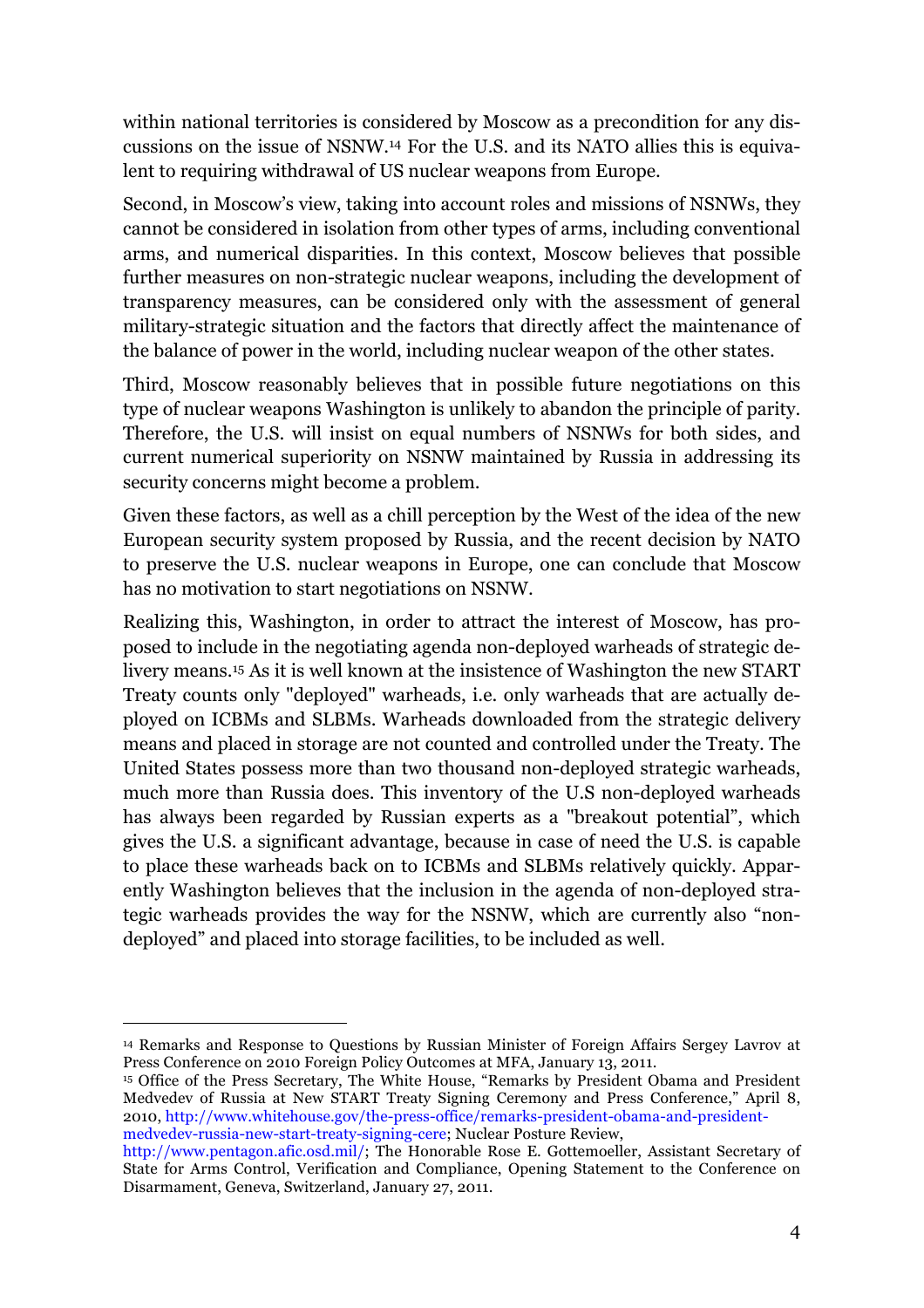within national territories is considered by Moscow as a precondition for any discussions on the issue of NSNW.[14] For the U.S. and its NATO allies this is equivalent to requiring withdrawal of US nuclear weapons from Europe.

Second, in Moscow's view, taking into account roles and missions of NSNWs, they cannot be considered in isolation from other types of arms, including conventional arms, and numerical disparities. In this context, Moscow believes that possible further measures on non-strategic nuclear weapons, including the development of transparency measures, can be considered only with the assessment of general military-strategic situation and the factors that directly affect the maintenance of the balance of power in the world, including nuclear weapon of the other states.

Third, Moscow reasonably believes that in possible future negotiations on this type of nuclear weapons Washington is unlikely to abandon the principle of parity. Therefore, the U.S. will insist on equal numbers of NSNWs for both sides, and current numerical superiority on NSNW maintained by Russia in addressing its security concerns might become a problem.

Given these factors, as well as a chill perception by the West of the idea of the new European security system proposed by Russia, and the recent decision by NATO to preserve the U.S. nuclear weapons in Europe, one can conclude that Moscow has no motivation to start negotiations on NSNW.

Realizing this, Washington, in order to attract the interest of Moscow, has proposed to include in the negotiating agenda non-deployed warheads of strategic delivery means.[15] As it is well known at the insistence of Washington the new START Treaty counts only "deployed" warheads, i.e. only warheads that are actually deployed on ICBMs and SLBMs. Warheads downloaded from the strategic delivery means and placed in storage are not counted and controlled under the Treaty. The United States possess more than two thousand non-deployed strategic warheads, much more than Russia does. This inventory of the U.S non-deployed warheads has always been regarded by Russian experts as a "breakout potential", which gives the U.S. a significant advantage, because in case of need the U.S. is capable to place these warheads back on to ICBMs and SLBMs relatively quickly. Apparently Washington believes that the inclusion in the agenda of non-deployed strategic warheads provides the way for the NSNW, which are currently also "non-deployed" and placed into storage facilities, to be included as well.

---

[14] Remarks and Response to Questions by Russian Minister of Foreign Affairs Sergey Lavrov at Press Conference on 2010 Foreign Policy Outcomes at MFA, January 13, 2011.

[15] Office of the Press Secretary, The White House, "Remarks by President Obama and President Medvedev of Russia at New START Treaty Signing Ceremony and Press Conference," April 8, 2010, http://www.whitehouse.gov/the-press-office/remarks-president-obama-and-president-medvedev-russia-new-start-treaty-signing-cere; Nuclear Posture Review, http://www.pentagon.afic.osd.mil/; The Honorable Rose E. Gottemoeller, Assistant Secretary of State for Arms Control, Verification and Compliance, Opening Statement to the Conference on Disarmament, Geneva, Switzerland, January 27, 2011.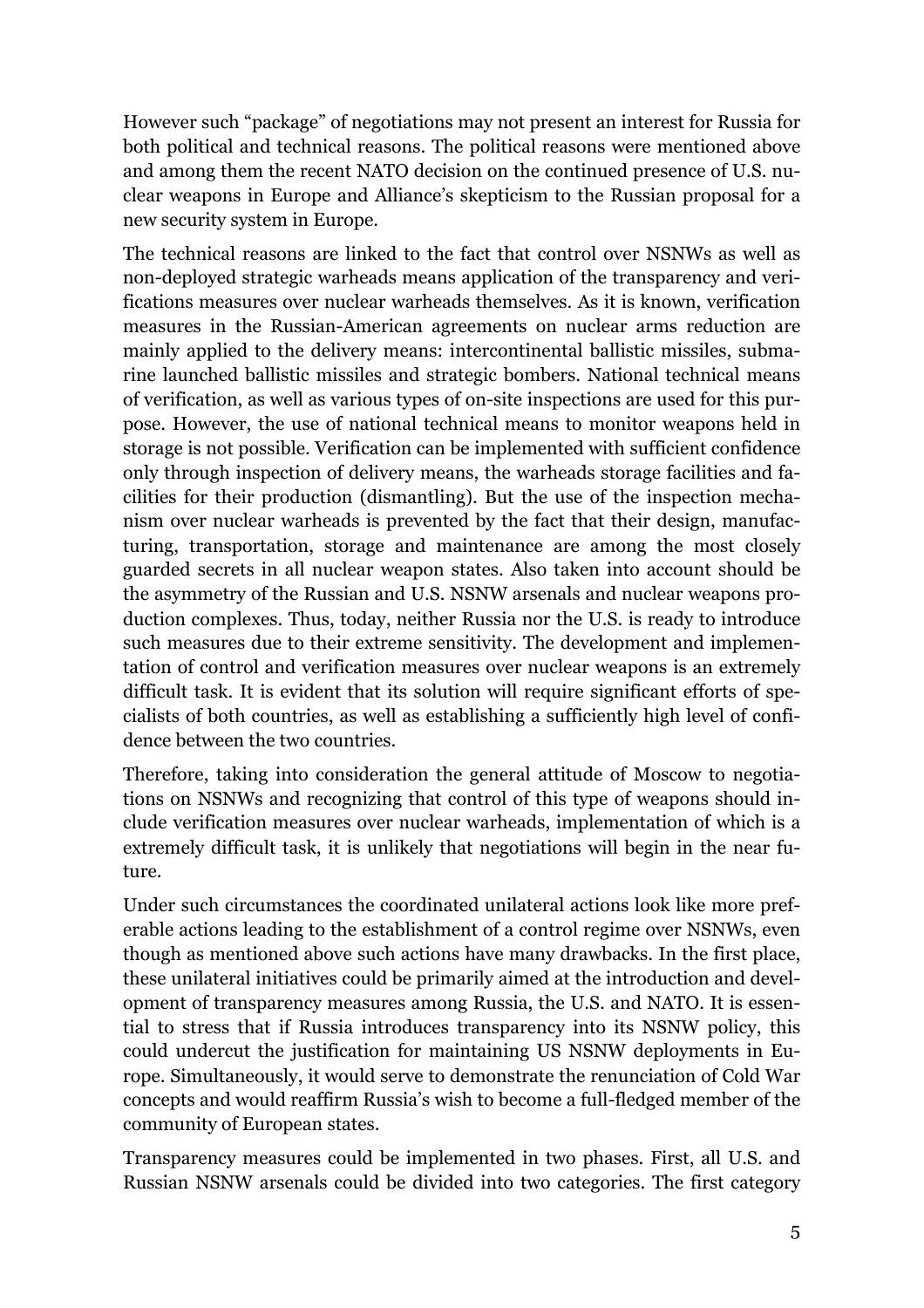However such "package" of negotiations may not present an interest for Russia for both political and technical reasons. The political reasons were mentioned above and among them the recent NATO decision on the continued presence of U.S. nuclear weapons in Europe and Alliance's skepticism to the Russian proposal for a new security system in Europe.

The technical reasons are linked to the fact that control over NSNWs as well as non-deployed strategic warheads means application of the transparency and verifications measures over nuclear warheads themselves. As it is known, verification measures in the Russian-American agreements on nuclear arms reduction are mainly applied to the delivery means: intercontinental ballistic missiles, submarine launched ballistic missiles and strategic bombers. National technical means of verification, as well as various types of on-site inspections are used for this purpose. However, the use of national technical means to monitor weapons held in storage is not possible. Verification can be implemented with sufficient confidence only through inspection of delivery means, the warheads storage facilities and facilities for their production (dismantling). But the use of the inspection mechanism over nuclear warheads is prevented by the fact that their design, manufacturing, transportation, storage and maintenance are among the most closely guarded secrets in all nuclear weapon states. Also taken into account should be the asymmetry of the Russian and U.S. NSNW arsenals and nuclear weapons production complexes. Thus, today, neither Russia nor the U.S. is ready to introduce such measures due to their extreme sensitivity. The development and implementation of control and verification measures over nuclear weapons is an extremely difficult task. It is evident that its solution will require significant efforts of specialists of both countries, as well as establishing a sufficiently high level of confidence between the two countries.

Therefore, taking into consideration the general attitude of Moscow to negotiations on NSNWs and recognizing that control of this type of weapons should include verification measures over nuclear warheads, implementation of which is a extremely difficult task, it is unlikely that negotiations will begin in the near future.

Under such circumstances the coordinated unilateral actions look like more preferable actions leading to the establishment of a control regime over NSNWs, even though as mentioned above such actions have many drawbacks. In the first place, these unilateral initiatives could be primarily aimed at the introduction and development of transparency measures among Russia, the U.S. and NATO. It is essential to stress that if Russia introduces transparency into its NSNW policy, this could undercut the justification for maintaining US NSNW deployments in Europe. Simultaneously, it would serve to demonstrate the renunciation of Cold War concepts and would reaffirm Russia's wish to become a full-fledged member of the community of European states.

Transparency measures could be implemented in two phases. First, all U.S. and Russian NSNW arsenals could be divided into two categories. The first category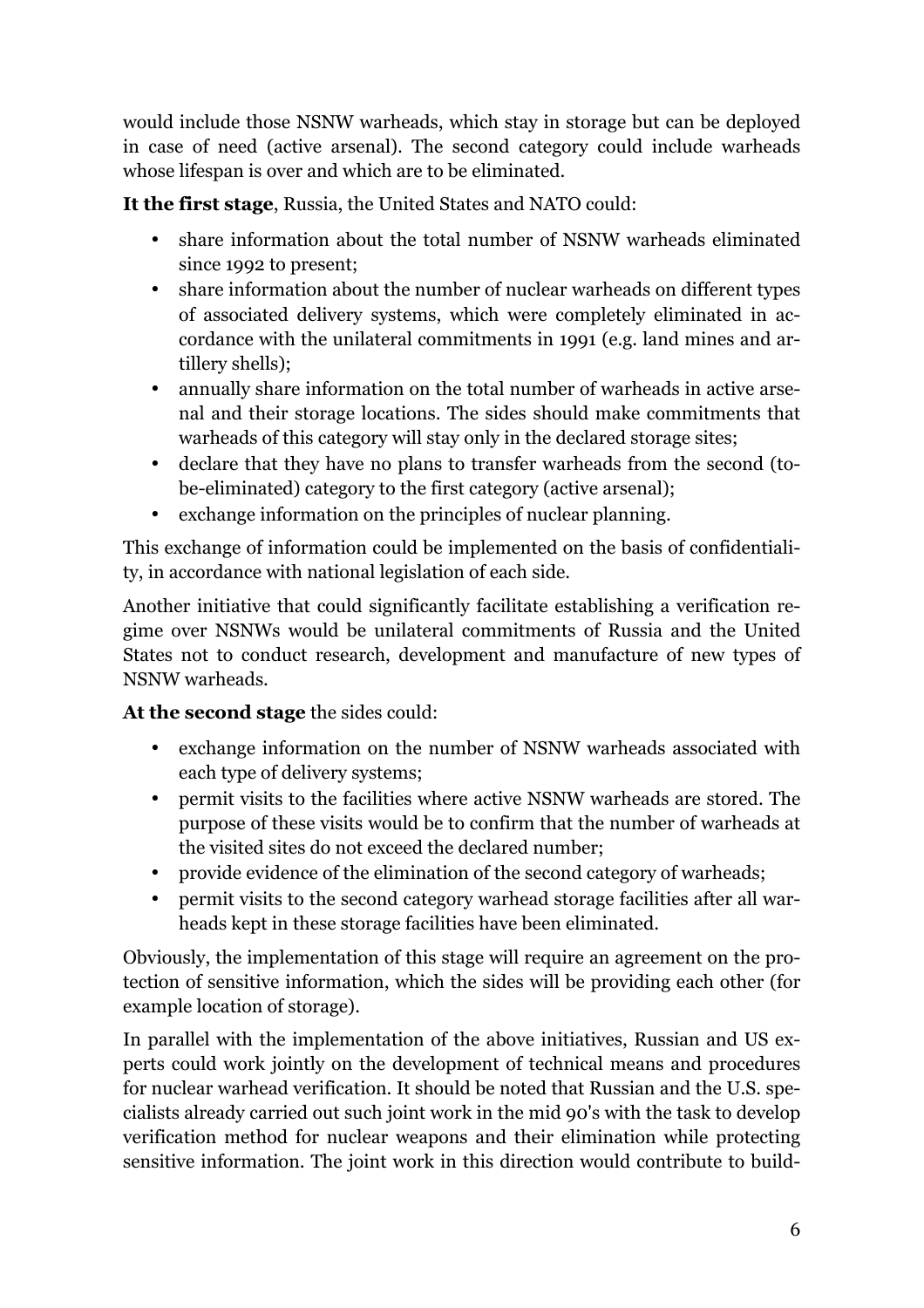would include those NSNW warheads, which stay in storage but can be deployed in case of need (active arsenal). The second category could include warheads whose lifespan is over and which are to be eliminated.

**It the first stage**, Russia, the United States and NATO could:

- share information about the total number of NSNW warheads eliminated since 1992 to present;
- share information about the number of nuclear warheads on different types of associated delivery systems, which were completely eliminated in accordance with the unilateral commitments in 1991 (e.g. land mines and artillery shells);
- annually share information on the total number of warheads in active arsenal and their storage locations. The sides should make commitments that warheads of this category will stay only in the declared storage sites;
- declare that they have no plans to transfer warheads from the second (to-be-eliminated) category to the first category (active arsenal);
- exchange information on the principles of nuclear planning.

This exchange of information could be implemented on the basis of confidentiality, in accordance with national legislation of each side.

Another initiative that could significantly facilitate establishing a verification regime over NSNWs would be unilateral commitments of Russia and the United States not to conduct research, development and manufacture of new types of NSNW warheads.

**At the second stage** the sides could:

- exchange information on the number of NSNW warheads associated with each type of delivery systems;
- permit visits to the facilities where active NSNW warheads are stored. The purpose of these visits would be to confirm that the number of warheads at the visited sites do not exceed the declared number;
- provide evidence of the elimination of the second category of warheads;
- permit visits to the second category warhead storage facilities after all warheads kept in these storage facilities have been eliminated.

Obviously, the implementation of this stage will require an agreement on the protection of sensitive information, which the sides will be providing each other (for example location of storage).

In parallel with the implementation of the above initiatives, Russian and US experts could work jointly on the development of technical means and procedures for nuclear warhead verification. It should be noted that Russian and the U.S. specialists already carried out such joint work in the mid 90's with the task to develop verification method for nuclear weapons and their elimination while protecting sensitive information. The joint work in this direction would contribute to build-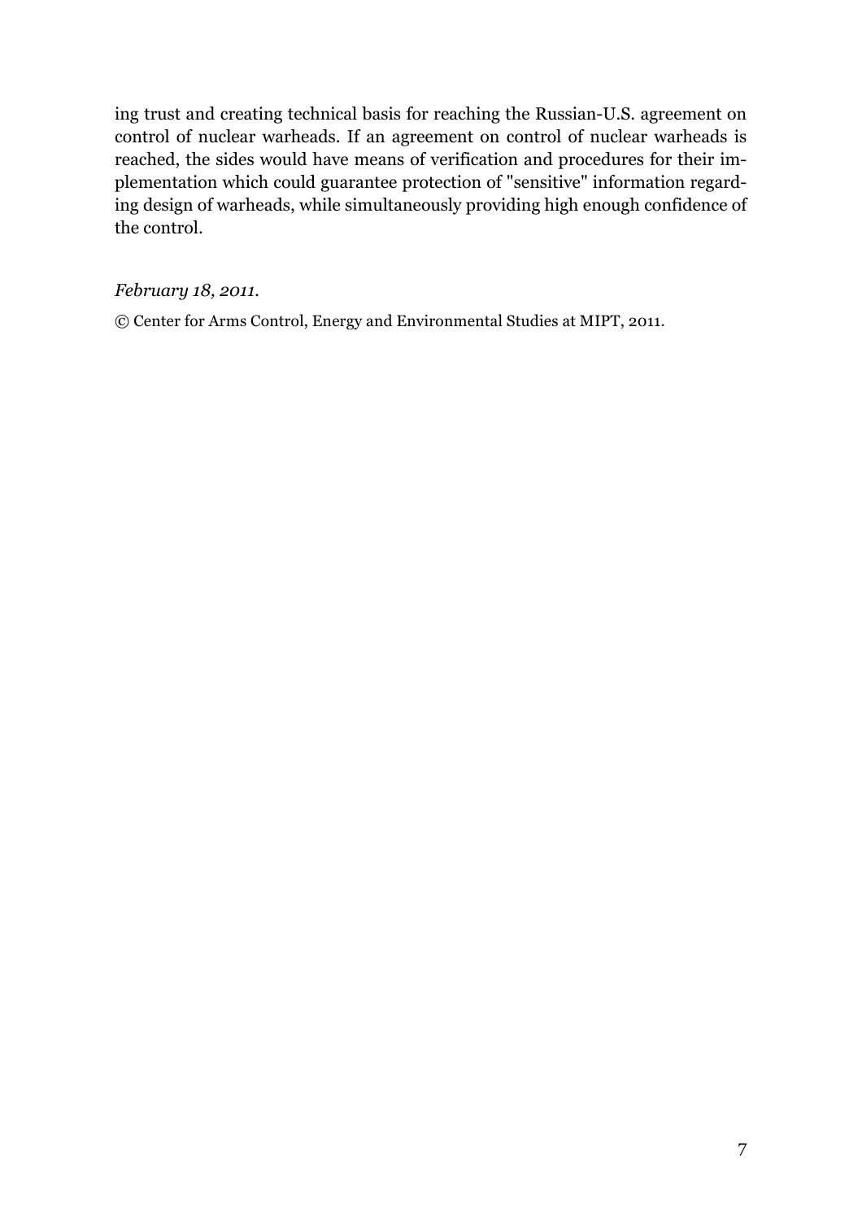ing trust and creating technical basis for reaching the Russian-U.S. agreement on control of nuclear warheads. If an agreement on control of nuclear warheads is reached, the sides would have means of verification and procedures for their implementation which could guarantee protection of "sensitive" information regarding design of warheads, while simultaneously providing high enough confidence of the control.

*February 18, 2011.*

© Center for Arms Control, Energy and Environmental Studies at MIPT, 2011.